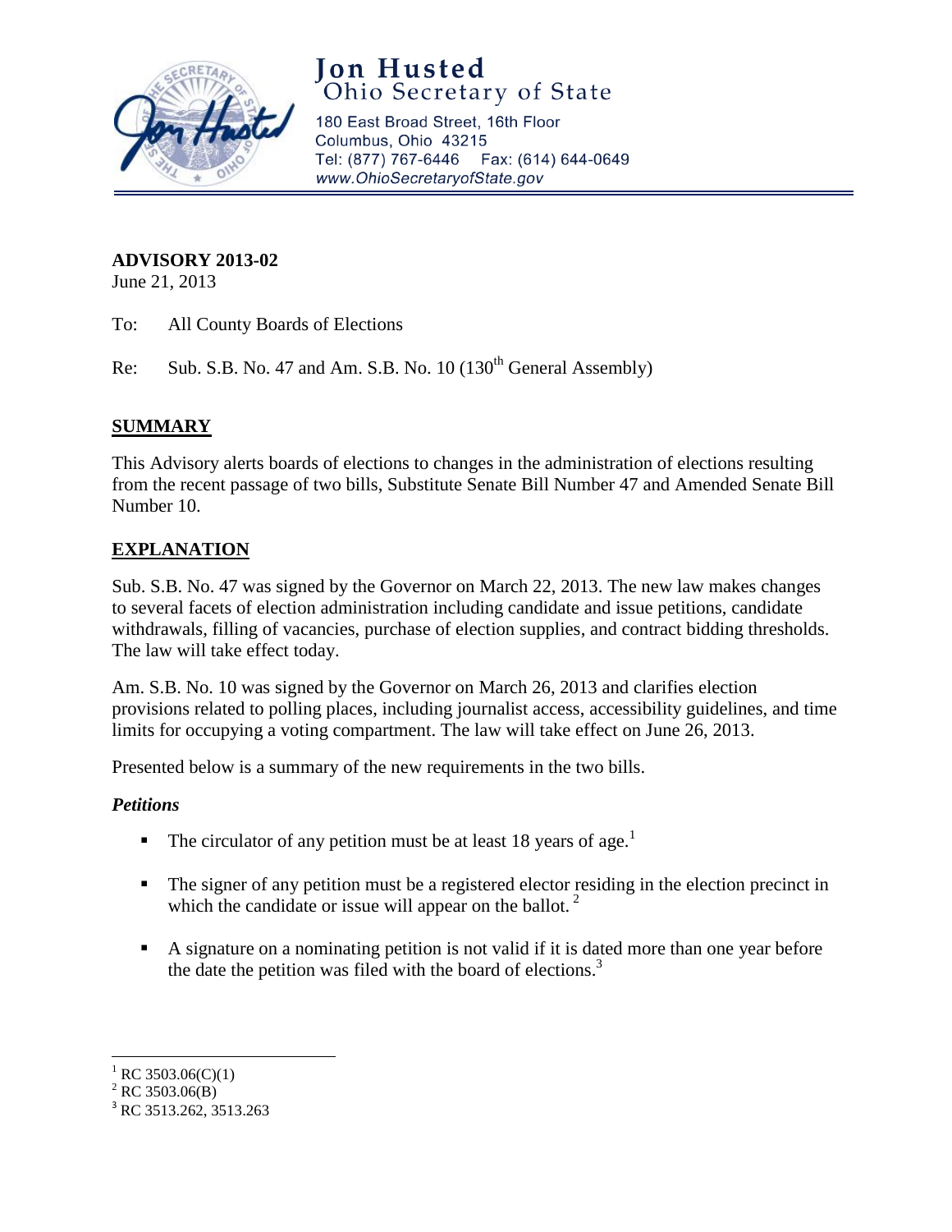# Jon Husted
## Ohio Secretary of State

180 East Broad Street, 16th Floor
Columbus, Ohio 43215
Tel: (877) 767-6446 Fax: (614) 644-0649
www.OhioSecretaryofState.gov

---

**ADVISORY 2013-02**
June 21, 2013

To: All County Boards of Elections

Re: Sub. S.B. No. 47 and Am. S.B. No. 10 (130th General Assembly)

## SUMMARY

This Advisory alerts boards of elections to changes in the administration of elections resulting from the recent passage of two bills, Substitute Senate Bill Number 47 and Amended Senate Bill Number 10.

## EXPLANATION

Sub. S.B. No. 47 was signed by the Governor on March 22, 2013. The new law makes changes to several facets of election administration including candidate and issue petitions, candidate withdrawals, filling of vacancies, purchase of election supplies, and contract bidding thresholds. The law will take effect today.

Am. S.B. No. 10 was signed by the Governor on March 26, 2013 and clarifies election provisions related to polling places, including journalist access, accessibility guidelines, and time limits for occupying a voting compartment. The law will take effect on June 26, 2013.

Presented below is a summary of the new requirements in the two bills.

### *Petitions*

- The circulator of any petition must be at least 18 years of age.[1]
- The signer of any petition must be a registered elector residing in the election precinct in which the candidate or issue will appear on the ballot.[2]
- A signature on a nominating petition is not valid if it is dated more than one year before the date the petition was filed with the board of elections.[3]

---

[1] RC 3503.06(C)(1)
[2] RC 3503.06(B)
[3] RC 3513.262, 3513.263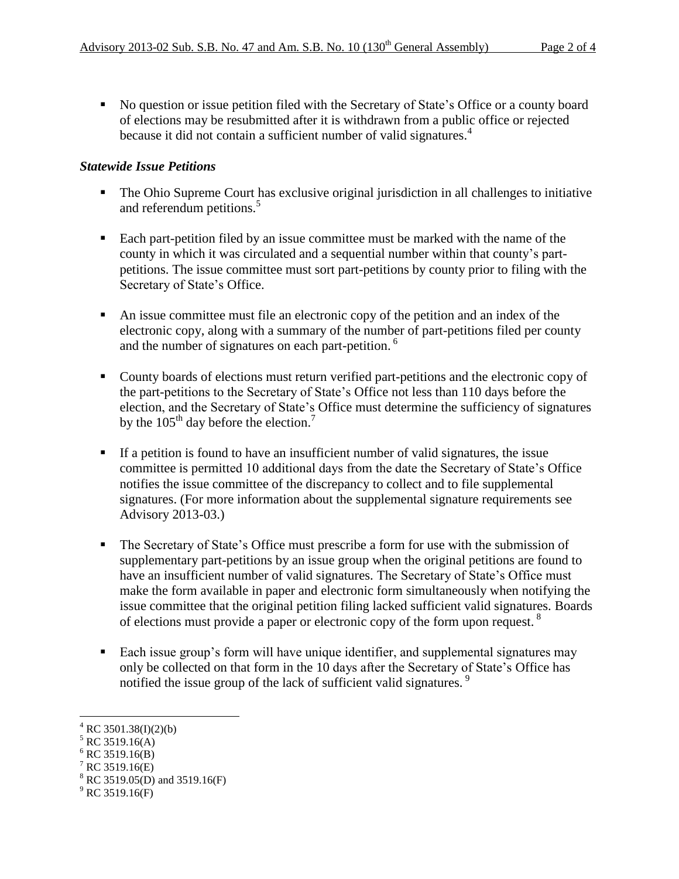- No question or issue petition filed with the Secretary of State's Office or a county board of elections may be resubmitted after it is withdrawn from a public office or rejected because it did not contain a sufficient number of valid signatures.[4]

### *Statewide Issue Petitions*

- The Ohio Supreme Court has exclusive original jurisdiction in all challenges to initiative and referendum petitions.[5]

- Each part-petition filed by an issue committee must be marked with the name of the county in which it was circulated and a sequential number within that county's part-petitions. The issue committee must sort part-petitions by county prior to filing with the Secretary of State's Office.

- An issue committee must file an electronic copy of the petition and an index of the electronic copy, along with a summary of the number of part-petitions filed per county and the number of signatures on each part-petition.[6]

- County boards of elections must return verified part-petitions and the electronic copy of the part-petitions to the Secretary of State's Office not less than 110 days before the election, and the Secretary of State's Office must determine the sufficiency of signatures by the 105th day before the election.[7]

- If a petition is found to have an insufficient number of valid signatures, the issue committee is permitted 10 additional days from the date the Secretary of State's Office notifies the issue committee of the discrepancy to collect and to file supplemental signatures. (For more information about the supplemental signature requirements see Advisory 2013-03.)

- The Secretary of State's Office must prescribe a form for use with the submission of supplementary part-petitions by an issue group when the original petitions are found to have an insufficient number of valid signatures. The Secretary of State's Office must make the form available in paper and electronic form simultaneously when notifying the issue committee that the original petition filing lacked sufficient valid signatures. Boards of elections must provide a paper or electronic copy of the form upon request.[8]

- Each issue group's form will have unique identifier, and supplemental signatures may only be collected on that form in the 10 days after the Secretary of State's Office has notified the issue group of the lack of sufficient valid signatures.[9]

---

[4] RC 3501.38(I)(2)(b)
[5] RC 3519.16(A)
[6] RC 3519.16(B)
[7] RC 3519.16(E)
[8] RC 3519.05(D) and 3519.16(F)
[9] RC 3519.16(F)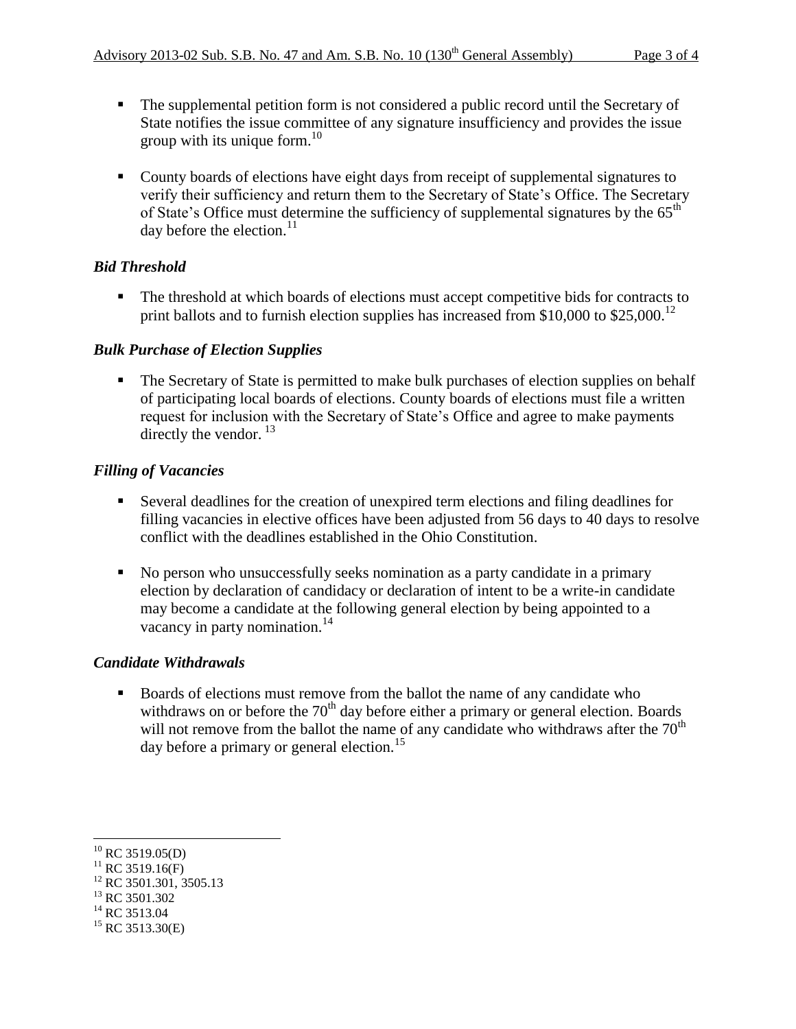- The supplemental petition form is not considered a public record until the Secretary of State notifies the issue committee of any signature insufficiency and provides the issue group with its unique form.[10]

- County boards of elections have eight days from receipt of supplemental signatures to verify their sufficiency and return them to the Secretary of State's Office. The Secretary of State's Office must determine the sufficiency of supplemental signatures by the 65th day before the election.[11]

### *Bid Threshold*

- The threshold at which boards of elections must accept competitive bids for contracts to print ballots and to furnish election supplies has increased from $10,000 to $25,000.[12]

### *Bulk Purchase of Election Supplies*

- The Secretary of State is permitted to make bulk purchases of election supplies on behalf of participating local boards of elections. County boards of elections must file a written request for inclusion with the Secretary of State's Office and agree to make payments directly the vendor.[13]

### *Filling of Vacancies*

- Several deadlines for the creation of unexpired term elections and filing deadlines for filling vacancies in elective offices have been adjusted from 56 days to 40 days to resolve conflict with the deadlines established in the Ohio Constitution.

- No person who unsuccessfully seeks nomination as a party candidate in a primary election by declaration of candidacy or declaration of intent to be a write-in candidate may become a candidate at the following general election by being appointed to a vacancy in party nomination.[14]

### *Candidate Withdrawals*

- Boards of elections must remove from the ballot the name of any candidate who withdraws on or before the 70th day before either a primary or general election. Boards will not remove from the ballot the name of any candidate who withdraws after the 70th day before a primary or general election.[15]

---

[10] RC 3519.05(D)
[11] RC 3519.16(F)
[12] RC 3501.301, 3505.13
[13] RC 3501.302
[14] RC 3513.04
[15] RC 3513.30(E)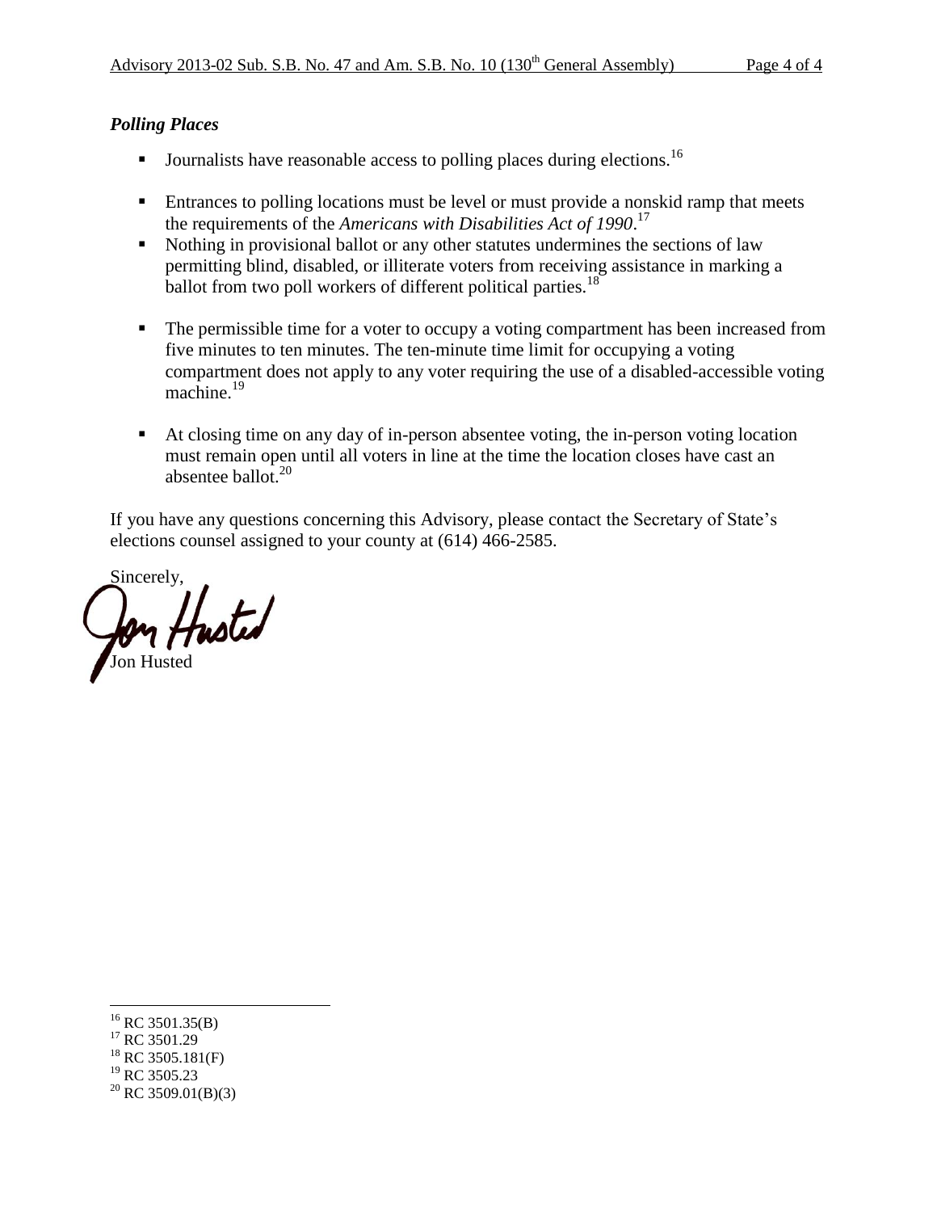### *Polling Places*

- Journalists have reasonable access to polling places during elections.[16]
- Entrances to polling locations must be level or must provide a nonskid ramp that meets the requirements of the *Americans with Disabilities Act of 1990*.[17]
- Nothing in provisional ballot or any other statutes undermines the sections of law permitting blind, disabled, or illiterate voters from receiving assistance in marking a ballot from two poll workers of different political parties.[18]
- The permissible time for a voter to occupy a voting compartment has been increased from five minutes to ten minutes. The ten-minute time limit for occupying a voting compartment does not apply to any voter requiring the use of a disabled-accessible voting machine.[19]
- At closing time on any day of in-person absentee voting, the in-person voting location must remain open until all voters in line at the time the location closes have cast an absentee ballot.[20]

If you have any questions concerning this Advisory, please contact the Secretary of State's elections counsel assigned to your county at (614) 466-2585.

Sincerely,

Jon Husted

---

[16] RC 3501.35(B)

[17] RC 3501.29

[18] RC 3505.181(F)

[19] RC 3505.23

[20] RC 3509.01(B)(3)